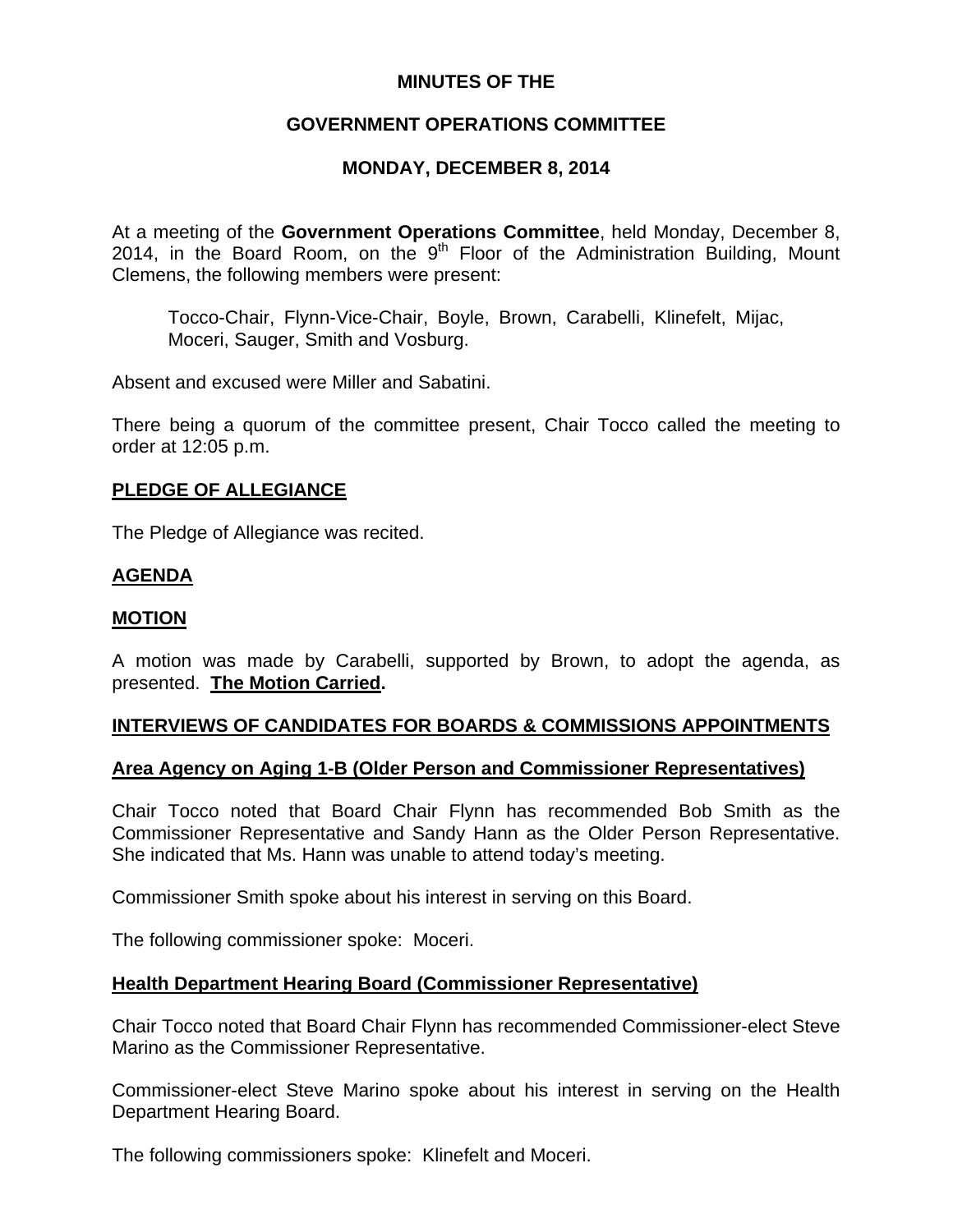# MINUTES OF THE

# GOVERNMENT OPERATIONS COMMITTEE

# MONDAY, DECEMBER 8, 2014

At a meeting of the **Government Operations Committee**, held Monday, December 8, 2014, in the Board Room, on the 9th Floor of the Administration Building, Mount Clemens, the following members were present:

> Tocco-Chair, Flynn-Vice-Chair, Boyle, Brown, Carabelli, Klinefelt, Mijac, Moceri, Sauger, Smith and Vosburg.

Absent and excused were Miller and Sabatini.

There being a quorum of the committee present, Chair Tocco called the meeting to order at 12:05 p.m.

## PLEDGE OF ALLEGIANCE

The Pledge of Allegiance was recited.

## AGENDA

## MOTION

A motion was made by Carabelli, supported by Brown, to adopt the agenda, as presented. **The Motion Carried.**

## INTERVIEWS OF CANDIDATES FOR BOARDS & COMMISSIONS APPOINTMENTS

### Area Agency on Aging 1-B (Older Person and Commissioner Representatives)

Chair Tocco noted that Board Chair Flynn has recommended Bob Smith as the Commissioner Representative and Sandy Hann as the Older Person Representative. She indicated that Ms. Hann was unable to attend today's meeting.

Commissioner Smith spoke about his interest in serving on this Board.

The following commissioner spoke: Moceri.

### Health Department Hearing Board (Commissioner Representative)

Chair Tocco noted that Board Chair Flynn has recommended Commissioner-elect Steve Marino as the Commissioner Representative.

Commissioner-elect Steve Marino spoke about his interest in serving on the Health Department Hearing Board.

The following commissioners spoke: Klinefelt and Moceri.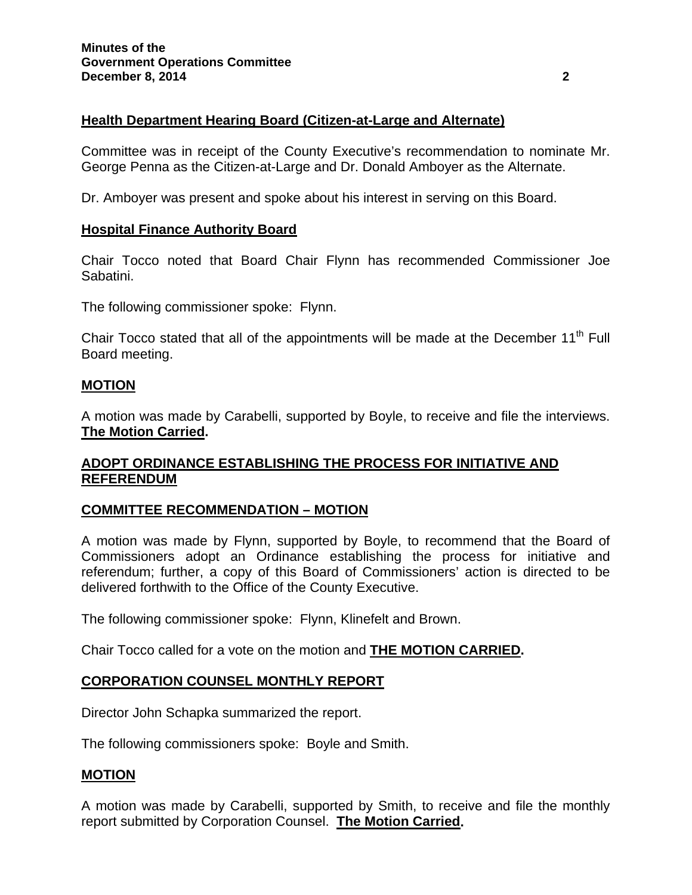**Health Department Hearing Board (Citizen-at-Large and Alternate)**

Committee was in receipt of the County Executive's recommendation to nominate Mr. George Penna as the Citizen-at-Large and Dr. Donald Amboyer as the Alternate.

Dr. Amboyer was present and spoke about his interest in serving on this Board.

**Hospital Finance Authority Board**

Chair Tocco noted that Board Chair Flynn has recommended Commissioner Joe Sabatini.

The following commissioner spoke: Flynn.

Chair Tocco stated that all of the appointments will be made at the December 11th Full Board meeting.

**MOTION**

A motion was made by Carabelli, supported by Boyle, to receive and file the interviews. **The Motion Carried.**

**ADOPT ORDINANCE ESTABLISHING THE PROCESS FOR INITIATIVE AND REFERENDUM**

**COMMITTEE RECOMMENDATION – MOTION**

A motion was made by Flynn, supported by Boyle, to recommend that the Board of Commissioners adopt an Ordinance establishing the process for initiative and referendum; further, a copy of this Board of Commissioners' action is directed to be delivered forthwith to the Office of the County Executive.

The following commissioner spoke: Flynn, Klinefelt and Brown.

Chair Tocco called for a vote on the motion and **THE MOTION CARRIED.**

**CORPORATION COUNSEL MONTHLY REPORT**

Director John Schapka summarized the report.

The following commissioners spoke: Boyle and Smith.

**MOTION**

A motion was made by Carabelli, supported by Smith, to receive and file the monthly report submitted by Corporation Counsel. **The Motion Carried.**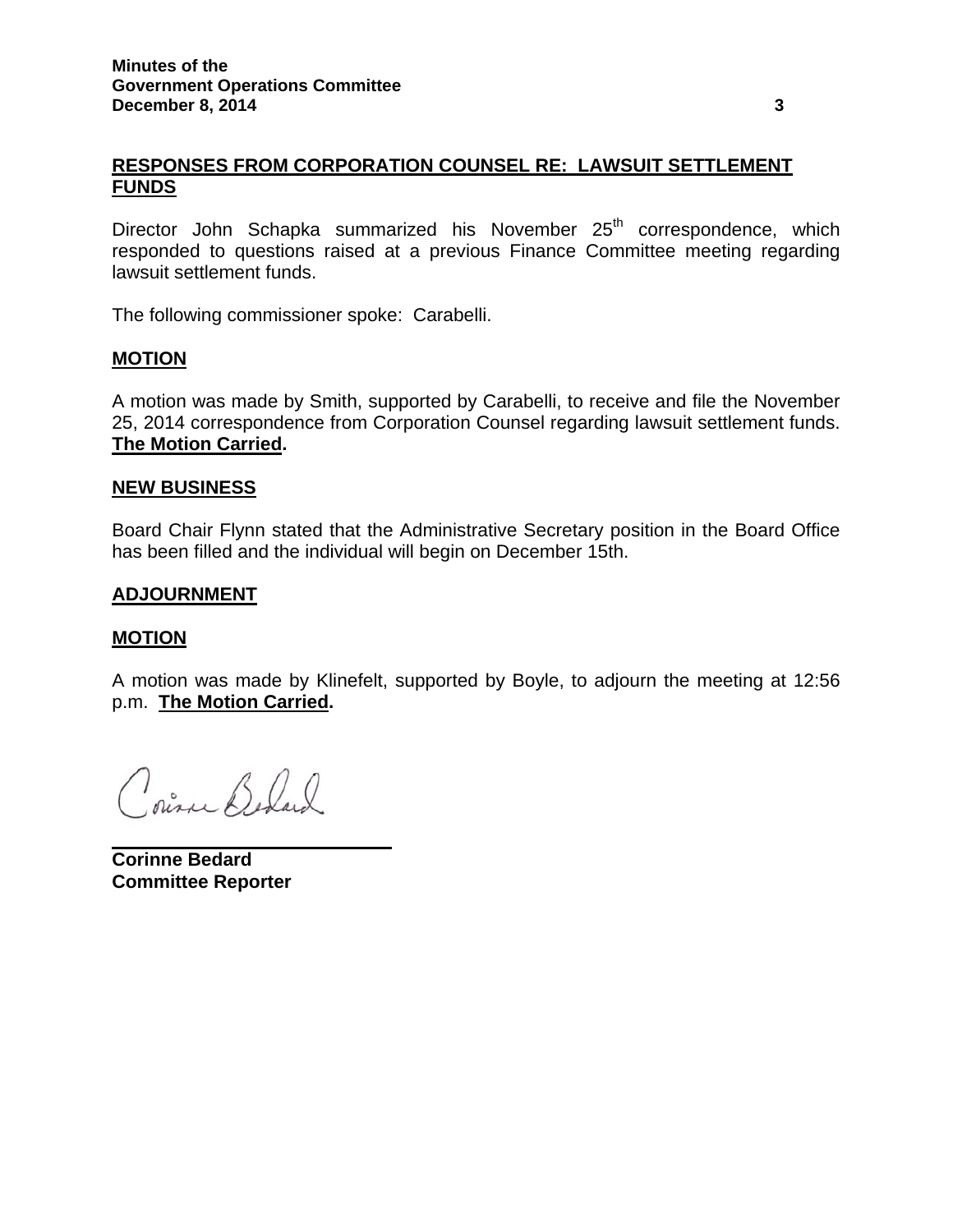## RESPONSES FROM CORPORATION COUNSEL RE: LAWSUIT SETTLEMENT FUNDS

Director John Schapka summarized his November 25th correspondence, which responded to questions raised at a previous Finance Committee meeting regarding lawsuit settlement funds.

The following commissioner spoke: Carabelli.

## MOTION

A motion was made by Smith, supported by Carabelli, to receive and file the November 25, 2014 correspondence from Corporation Counsel regarding lawsuit settlement funds. **The Motion Carried.**

## NEW BUSINESS

Board Chair Flynn stated that the Administrative Secretary position in the Board Office has been filled and the individual will begin on December 15th.

## ADJOURNMENT

## MOTION

A motion was made by Klinefelt, supported by Boyle, to adjourn the meeting at 12:56 p.m. **The Motion Carried.**

Corinne Bedard

**Corinne Bedard**
**Committee Reporter**